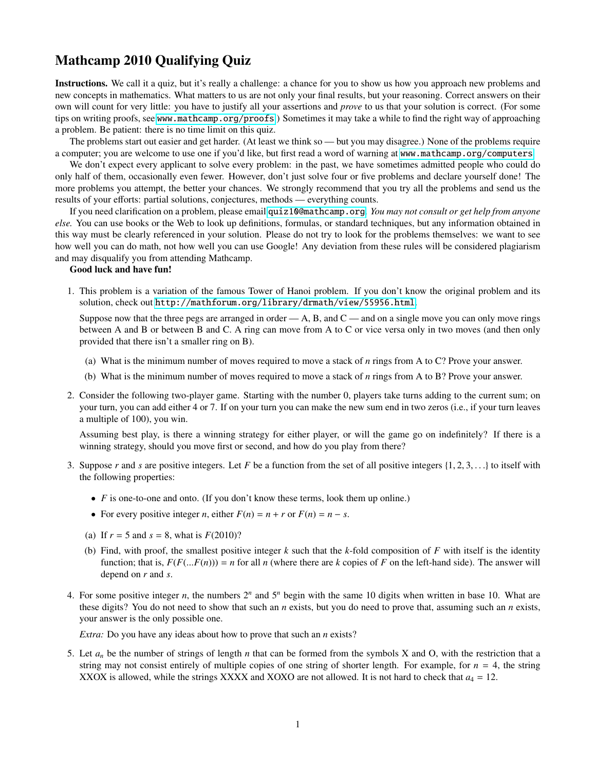# Mathcamp 2010 Qualifying Quiz

**Instructions.** We call it a quiz, but it's really a challenge: a chance for you to show us how you approach new problems and new concepts in mathematics. What matters to us are not only your final results, but your reasoning. Correct answers on their own will count for very little: you have to justify all your assertions and *prove* to us that your solution is correct. (For some tips on writing proofs, see www.mathcamp.org/proofs.) Sometimes it may take a while to find the right way of approaching a problem. Be patient: there is no time limit on this quiz.

The problems start out easier and get harder. (At least we think so — but you may disagree.) None of the problems require a computer; you are welcome to use one if you'd like, but first read a word of warning at www.mathcamp.org/computers.

We don't expect every applicant to solve every problem: in the past, we have sometimes admitted people who could do only half of them, occasionally even fewer. However, don't just solve four or five problems and declare yourself done! The more problems you attempt, the better your chances. We strongly recommend that you try all the problems and send us the results of your efforts: partial solutions, conjectures, methods — everything counts.

If you need clarification on a problem, please email quiz10@mathcamp.org. *You may not consult or get help from anyone else.* You can use books or the Web to look up definitions, formulas, or standard techniques, but any information obtained in this way must be clearly referenced in your solution. Please do not try to look for the problems themselves: we want to see how well you can do math, not how well you can use Google! Any deviation from these rules will be considered plagiarism and may disqualify you from attending Mathcamp.

**Good luck and have fun!**

1. This problem is a variation of the famous Tower of Hanoi problem. If you don't know the original problem and its solution, check out http://mathforum.org/library/drmath/view/55956.html.

   Suppose now that the three pegs are arranged in order — A, B, and C — and on a single move you can only move rings between A and B or between B and C. A ring can move from A to C or vice versa only in two moves (and then only provided that there isn't a smaller ring on B).

   (a) What is the minimum number of moves required to move a stack of $n$ rings from A to C? Prove your answer.

   (b) What is the minimum number of moves required to move a stack of $n$ rings from A to B? Prove your answer.

2. Consider the following two-player game. Starting with the number 0, players take turns adding to the current sum; on your turn, you can add either 4 or 7. If on your turn you can make the new sum end in two zeros (i.e., if your turn leaves a multiple of 100), you win.

   Assuming best play, is there a winning strategy for either player, or will the game go on indefinitely? If there is a winning strategy, should you move first or second, and how do you play from there?

3. Suppose $r$ and $s$ are positive integers. Let $F$ be a function from the set of all positive integers $\{1, 2, 3, \ldots\}$ to itself with the following properties:

   - $F$ is one-to-one and onto. (If you don't know these terms, look them up online.)
   - For every positive integer $n$, either $F(n) = n + r$ or $F(n) = n - s$.

   (a) If $r = 5$ and $s = 8$, what is $F(2010)$?

   (b) Find, with proof, the smallest positive integer $k$ such that the $k$-fold composition of $F$ with itself is the identity function; that is, $F(F(\ldots F(n))) = n$ for all $n$ (where there are $k$ copies of $F$ on the left-hand side). The answer will depend on $r$ and $s$.

4. For some positive integer $n$, the numbers $2^n$ and $5^n$ begin with the same 10 digits when written in base 10. What are these digits? You do not need to show that such an $n$ exists, but you do need to prove that, assuming such an $n$ exists, your answer is the only possible one.

   *Extra:* Do you have any ideas about how to prove that such an $n$ exists?

5. Let $a_n$ be the number of strings of length $n$ that can be formed from the symbols X and O, with the restriction that a string may not consist entirely of multiple copies of one string of shorter length. For example, for $n = 4$, the string XXOX is allowed, while the strings XXXX and XOXO are not allowed. It is not hard to check that $a_4 = 12$.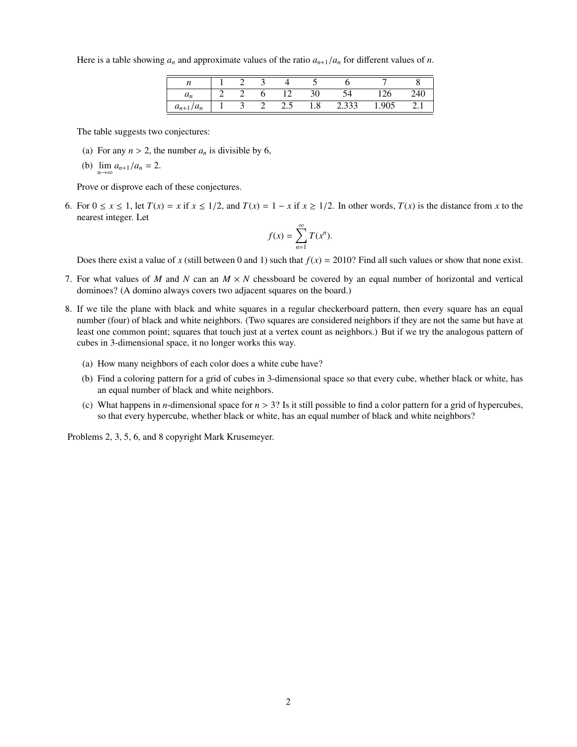Here is a table showing $a_n$ and approximate values of the ratio $a_{n+1}/a_n$ for different values of $n$.

| $n$ | 1 | 2 | 3 | 4 | 5 | 6 | 7 | 8 |
|---|---|---|---|---|---|---|---|---|
| $a_n$ | 2 | 2 | 6 | 12 | 30 | 54 | 126 | 240 |
| $a_{n+1}/a_n$ | 1 | 3 | 2 | 2.5 | 1.8 | 2.333 | 1.905 | 2.1 |

The table suggests two conjectures:

(a) For any $n > 2$, the number $a_n$ is divisible by 6,

(b) $\lim_{n\to\infty} a_{n+1}/a_n = 2$.

Prove or disprove each of these conjectures.

6. For $0 \le x \le 1$, let $T(x) = x$ if $x \le 1/2$, and $T(x) = 1 - x$ if $x \ge 1/2$. In other words, $T(x)$ is the distance from $x$ to the nearest integer. Let

$$f(x) = \sum_{n=1}^{\infty} T(x^n).$$

Does there exist a value of $x$ (still between 0 and 1) such that $f(x) = 2010$? Find all such values or show that none exist.

7. For what values of $M$ and $N$ can an $M \times N$ chessboard be covered by an equal number of horizontal and vertical dominoes? (A domino always covers two adjacent squares on the board.)

8. If we tile the plane with black and white squares in a regular checkerboard pattern, then every square has an equal number (four) of black and white neighbors. (Two squares are considered neighbors if they are not the same but have at least one common point; squares that touch just at a vertex count as neighbors.) But if we try the analogous pattern of cubes in 3-dimensional space, it no longer works this way.

   (a) How many neighbors of each color does a white cube have?

   (b) Find a coloring pattern for a grid of cubes in 3-dimensional space so that every cube, whether black or white, has an equal number of black and white neighbors.

   (c) What happens in $n$-dimensional space for $n > 3$? Is it still possible to find a color pattern for a grid of hypercubes, so that every hypercube, whether black or white, has an equal number of black and white neighbors?

Problems 2, 3, 5, 6, and 8 copyright Mark Krusemeyer.